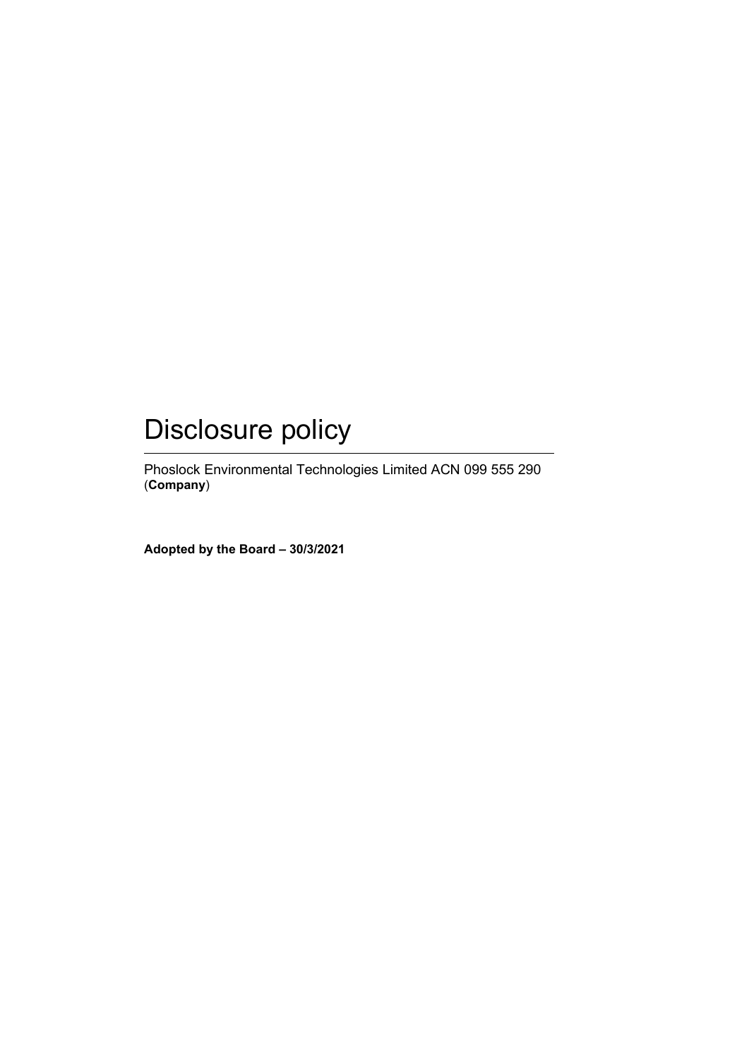# Disclosure policy

Phoslock Environmental Technologies Limited ACN 099 555 290 (**Company**)

**Adopted by the Board – 30/3/2021**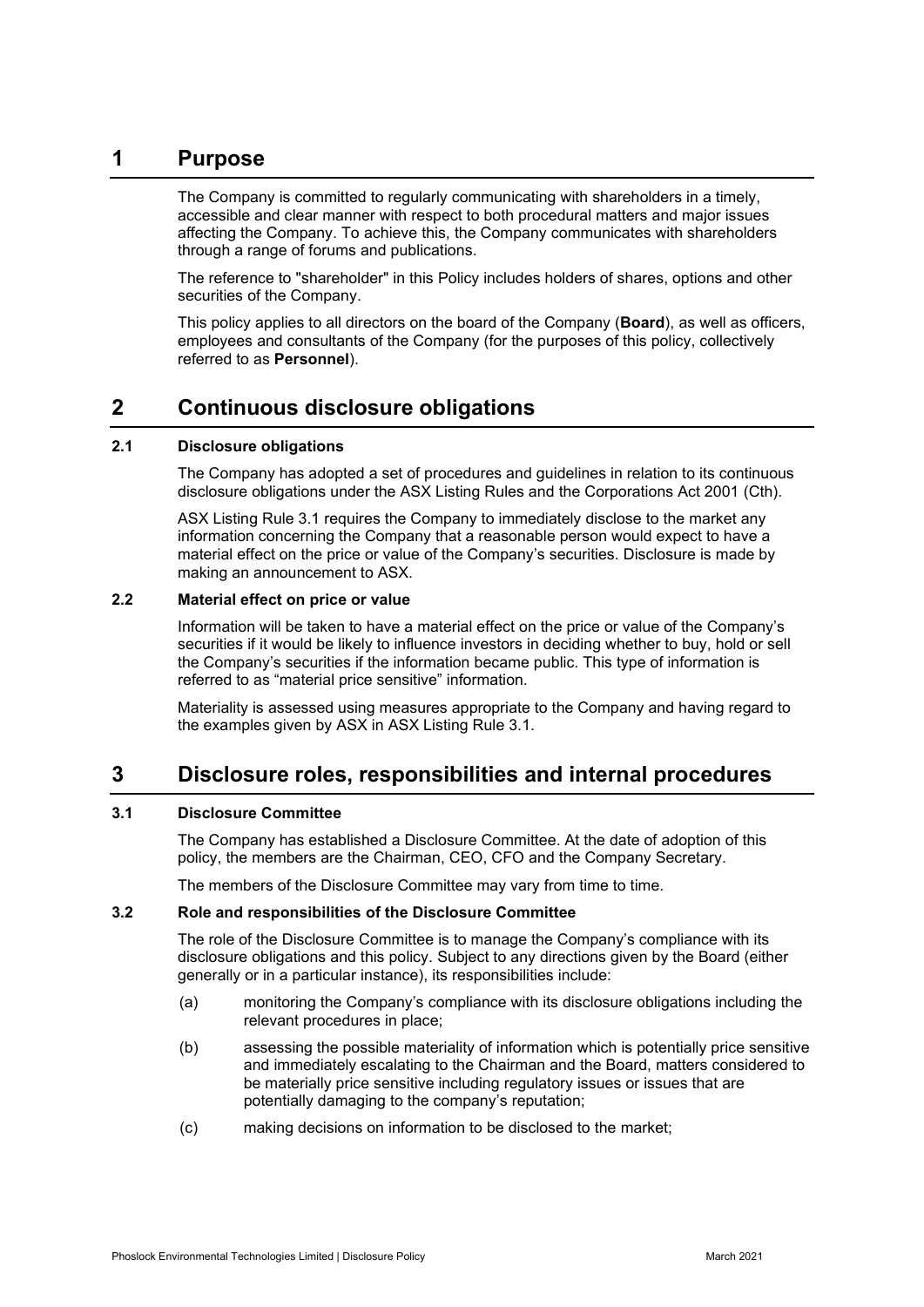# 1 Purpose

The Company is committed to regularly communicating with shareholders in a timely, accessible and clear manner with respect to both procedural matters and major issues affecting the Company. To achieve this, the Company communicates with shareholders through a range of forums and publications.

The reference to "shareholder" in this Policy includes holders of shares, options and other securities of the Company.

This policy applies to all directors on the board of the Company (**Board**), as well as officers, employees and consultants of the Company (for the purposes of this policy, collectively referred to as **Personnel**).

# 2 Continuous disclosure obligations

## 2.1 Disclosure obligations

The Company has adopted a set of procedures and guidelines in relation to its continuous disclosure obligations under the ASX Listing Rules and the Corporations Act 2001 (Cth).

ASX Listing Rule 3.1 requires the Company to immediately disclose to the market any information concerning the Company that a reasonable person would expect to have a material effect on the price or value of the Company's securities. Disclosure is made by making an announcement to ASX.

## 2.2 Material effect on price or value

Information will be taken to have a material effect on the price or value of the Company's securities if it would be likely to influence investors in deciding whether to buy, hold or sell the Company's securities if the information became public. This type of information is referred to as "material price sensitive" information.

Materiality is assessed using measures appropriate to the Company and having regard to the examples given by ASX in ASX Listing Rule 3.1.

# 3 Disclosure roles, responsibilities and internal procedures

## 3.1 Disclosure Committee

The Company has established a Disclosure Committee. At the date of adoption of this policy, the members are the Chairman, CEO, CFO and the Company Secretary.

The members of the Disclosure Committee may vary from time to time.

## 3.2 Role and responsibilities of the Disclosure Committee

The role of the Disclosure Committee is to manage the Company's compliance with its disclosure obligations and this policy. Subject to any directions given by the Board (either generally or in a particular instance), its responsibilities include:

(a) monitoring the Company's compliance with its disclosure obligations including the relevant procedures in place;

(b) assessing the possible materiality of information which is potentially price sensitive and immediately escalating to the Chairman and the Board, matters considered to be materially price sensitive including regulatory issues or issues that are potentially damaging to the company's reputation;

(c) making decisions on information to be disclosed to the market;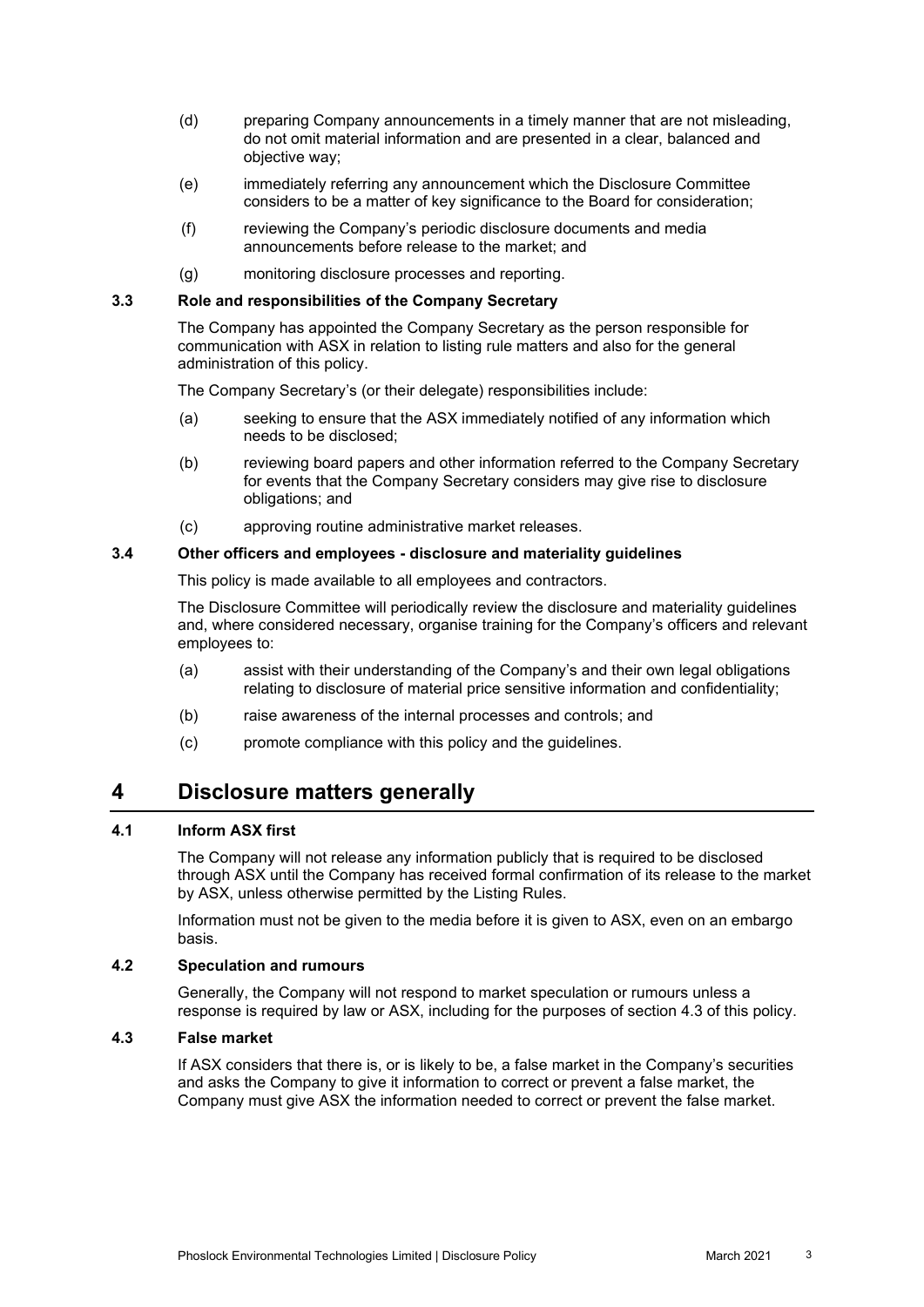(d) preparing Company announcements in a timely manner that are not misleading, do not omit material information and are presented in a clear, balanced and objective way;

(e) immediately referring any announcement which the Disclosure Committee considers to be a matter of key significance to the Board for consideration;

(f) reviewing the Company's periodic disclosure documents and media announcements before release to the market; and

(g) monitoring disclosure processes and reporting.

### 3.3 Role and responsibilities of the Company Secretary

The Company has appointed the Company Secretary as the person responsible for communication with ASX in relation to listing rule matters and also for the general administration of this policy.

The Company Secretary's (or their delegate) responsibilities include:

(a) seeking to ensure that the ASX immediately notified of any information which needs to be disclosed;

(b) reviewing board papers and other information referred to the Company Secretary for events that the Company Secretary considers may give rise to disclosure obligations; and

(c) approving routine administrative market releases.

### 3.4 Other officers and employees - disclosure and materiality guidelines

This policy is made available to all employees and contractors.

The Disclosure Committee will periodically review the disclosure and materiality guidelines and, where considered necessary, organise training for the Company's officers and relevant employees to:

(a) assist with their understanding of the Company's and their own legal obligations relating to disclosure of material price sensitive information and confidentiality;

(b) raise awareness of the internal processes and controls; and

(c) promote compliance with this policy and the guidelines.

## 4 Disclosure matters generally

### 4.1 Inform ASX first

The Company will not release any information publicly that is required to be disclosed through ASX until the Company has received formal confirmation of its release to the market by ASX, unless otherwise permitted by the Listing Rules.

Information must not be given to the media before it is given to ASX, even on an embargo basis.

### 4.2 Speculation and rumours

Generally, the Company will not respond to market speculation or rumours unless a response is required by law or ASX, including for the purposes of section 4.3 of this policy.

### 4.3 False market

If ASX considers that there is, or is likely to be, a false market in the Company's securities and asks the Company to give it information to correct or prevent a false market, the Company must give ASX the information needed to correct or prevent the false market.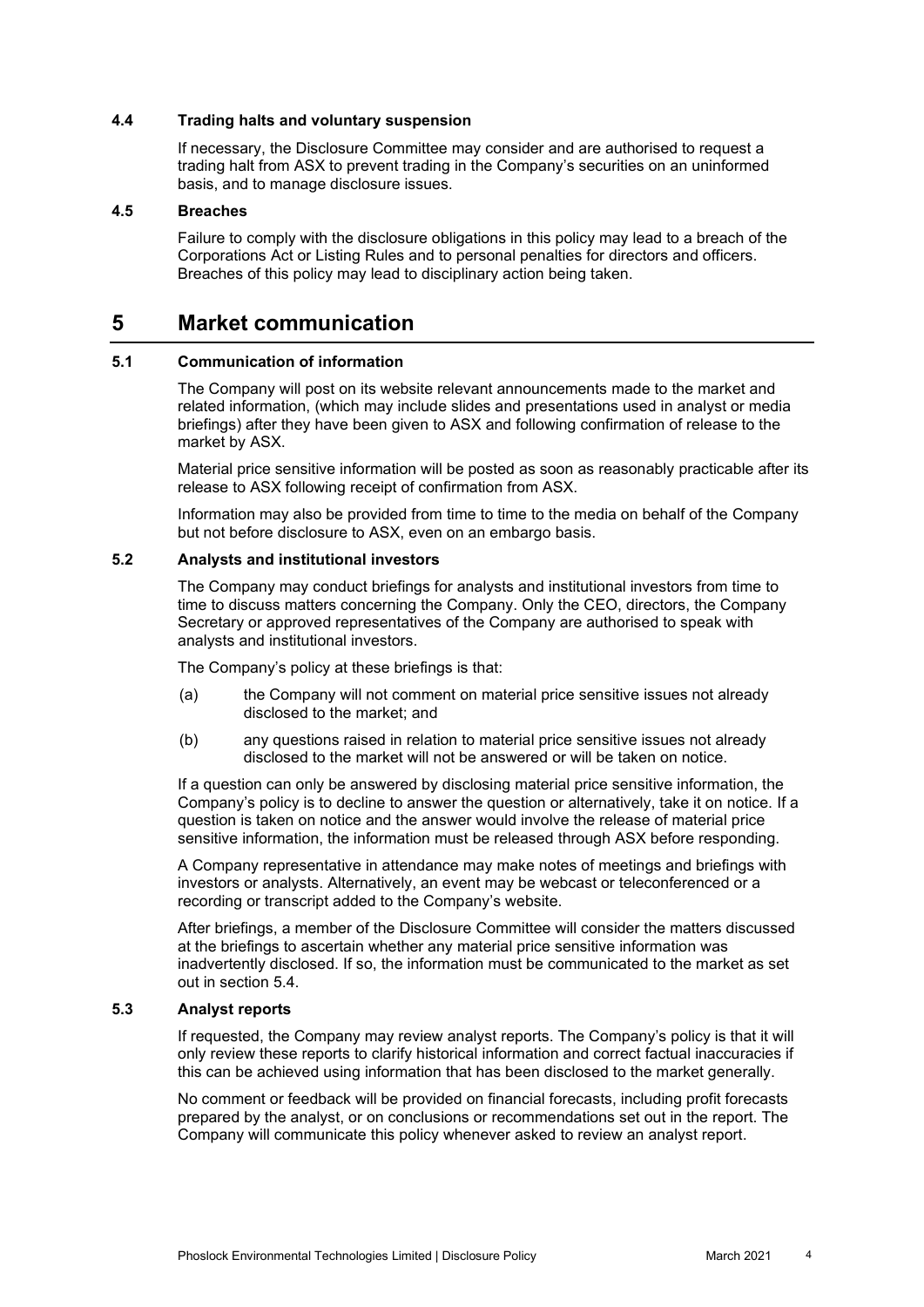### 4.4 Trading halts and voluntary suspension

If necessary, the Disclosure Committee may consider and are authorised to request a trading halt from ASX to prevent trading in the Company's securities on an uninformed basis, and to manage disclosure issues.

### 4.5 Breaches

Failure to comply with the disclosure obligations in this policy may lead to a breach of the Corporations Act or Listing Rules and to personal penalties for directors and officers. Breaches of this policy may lead to disciplinary action being taken.

## 5 Market communication

### 5.1 Communication of information

The Company will post on its website relevant announcements made to the market and related information, (which may include slides and presentations used in analyst or media briefings) after they have been given to ASX and following confirmation of release to the market by ASX.

Material price sensitive information will be posted as soon as reasonably practicable after its release to ASX following receipt of confirmation from ASX.

Information may also be provided from time to time to the media on behalf of the Company but not before disclosure to ASX, even on an embargo basis.

### 5.2 Analysts and institutional investors

The Company may conduct briefings for analysts and institutional investors from time to time to discuss matters concerning the Company. Only the CEO, directors, the Company Secretary or approved representatives of the Company are authorised to speak with analysts and institutional investors.

The Company's policy at these briefings is that:

(a) the Company will not comment on material price sensitive issues not already disclosed to the market; and

(b) any questions raised in relation to material price sensitive issues not already disclosed to the market will not be answered or will be taken on notice.

If a question can only be answered by disclosing material price sensitive information, the Company's policy is to decline to answer the question or alternatively, take it on notice. If a question is taken on notice and the answer would involve the release of material price sensitive information, the information must be released through ASX before responding.

A Company representative in attendance may make notes of meetings and briefings with investors or analysts. Alternatively, an event may be webcast or teleconferenced or a recording or transcript added to the Company's website.

After briefings, a member of the Disclosure Committee will consider the matters discussed at the briefings to ascertain whether any material price sensitive information was inadvertently disclosed. If so, the information must be communicated to the market as set out in section 5.4.

### 5.3 Analyst reports

If requested, the Company may review analyst reports. The Company's policy is that it will only review these reports to clarify historical information and correct factual inaccuracies if this can be achieved using information that has been disclosed to the market generally.

No comment or feedback will be provided on financial forecasts, including profit forecasts prepared by the analyst, or on conclusions or recommendations set out in the report. The Company will communicate this policy whenever asked to review an analyst report.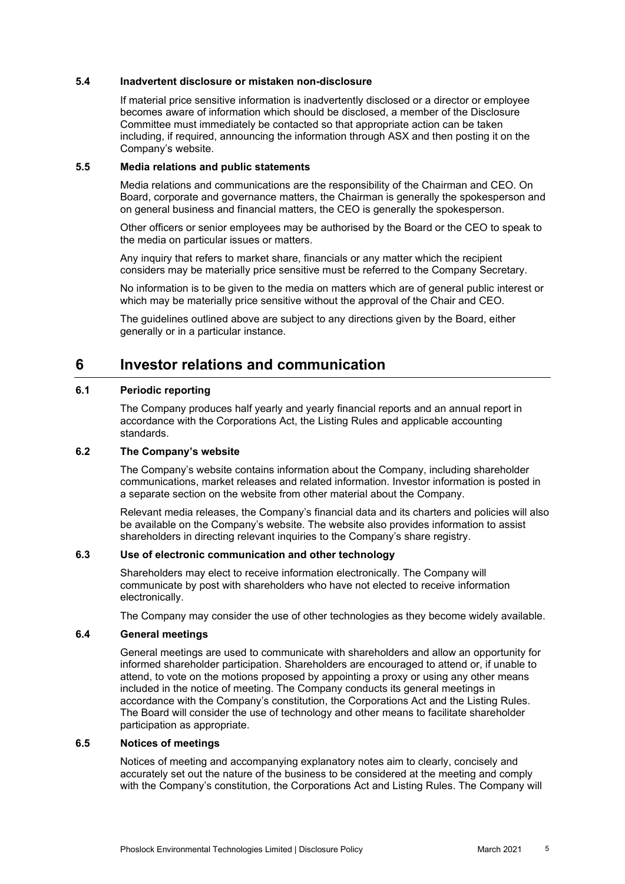### 5.4 Inadvertent disclosure or mistaken non-disclosure

If material price sensitive information is inadvertently disclosed or a director or employee becomes aware of information which should be disclosed, a member of the Disclosure Committee must immediately be contacted so that appropriate action can be taken including, if required, announcing the information through ASX and then posting it on the Company's website.

### 5.5 Media relations and public statements

Media relations and communications are the responsibility of the Chairman and CEO. On Board, corporate and governance matters, the Chairman is generally the spokesperson and on general business and financial matters, the CEO is generally the spokesperson.

Other officers or senior employees may be authorised by the Board or the CEO to speak to the media on particular issues or matters.

Any inquiry that refers to market share, financials or any matter which the recipient considers may be materially price sensitive must be referred to the Company Secretary.

No information is to be given to the media on matters which are of general public interest or which may be materially price sensitive without the approval of the Chair and CEO.

The guidelines outlined above are subject to any directions given by the Board, either generally or in a particular instance.

## 6 Investor relations and communication

### 6.1 Periodic reporting

The Company produces half yearly and yearly financial reports and an annual report in accordance with the Corporations Act, the Listing Rules and applicable accounting standards.

### 6.2 The Company's website

The Company's website contains information about the Company, including shareholder communications, market releases and related information. Investor information is posted in a separate section on the website from other material about the Company.

Relevant media releases, the Company's financial data and its charters and policies will also be available on the Company's website. The website also provides information to assist shareholders in directing relevant inquiries to the Company's share registry.

### 6.3 Use of electronic communication and other technology

Shareholders may elect to receive information electronically. The Company will communicate by post with shareholders who have not elected to receive information electronically.

The Company may consider the use of other technologies as they become widely available.

### 6.4 General meetings

General meetings are used to communicate with shareholders and allow an opportunity for informed shareholder participation. Shareholders are encouraged to attend or, if unable to attend, to vote on the motions proposed by appointing a proxy or using any other means included in the notice of meeting. The Company conducts its general meetings in accordance with the Company's constitution, the Corporations Act and the Listing Rules. The Board will consider the use of technology and other means to facilitate shareholder participation as appropriate.

### 6.5 Notices of meetings

Notices of meeting and accompanying explanatory notes aim to clearly, concisely and accurately set out the nature of the business to be considered at the meeting and comply with the Company's constitution, the Corporations Act and Listing Rules. The Company will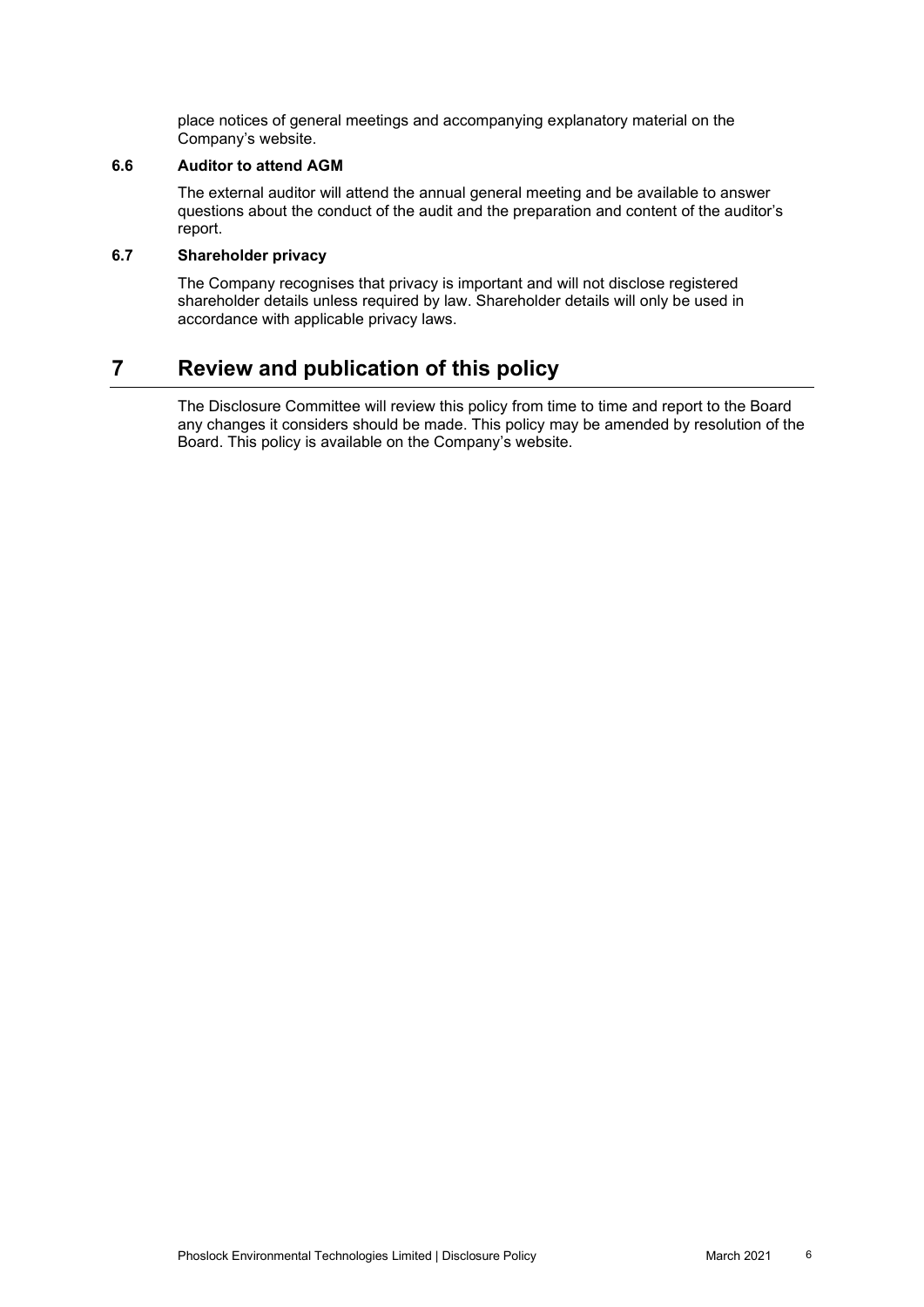place notices of general meetings and accompanying explanatory material on the Company's website.

### 6.6 Auditor to attend AGM

The external auditor will attend the annual general meeting and be available to answer questions about the conduct of the audit and the preparation and content of the auditor's report.

### 6.7 Shareholder privacy

The Company recognises that privacy is important and will not disclose registered shareholder details unless required by law. Shareholder details will only be used in accordance with applicable privacy laws.

## 7 Review and publication of this policy

The Disclosure Committee will review this policy from time to time and report to the Board any changes it considers should be made. This policy may be amended by resolution of the Board. This policy is available on the Company's website.